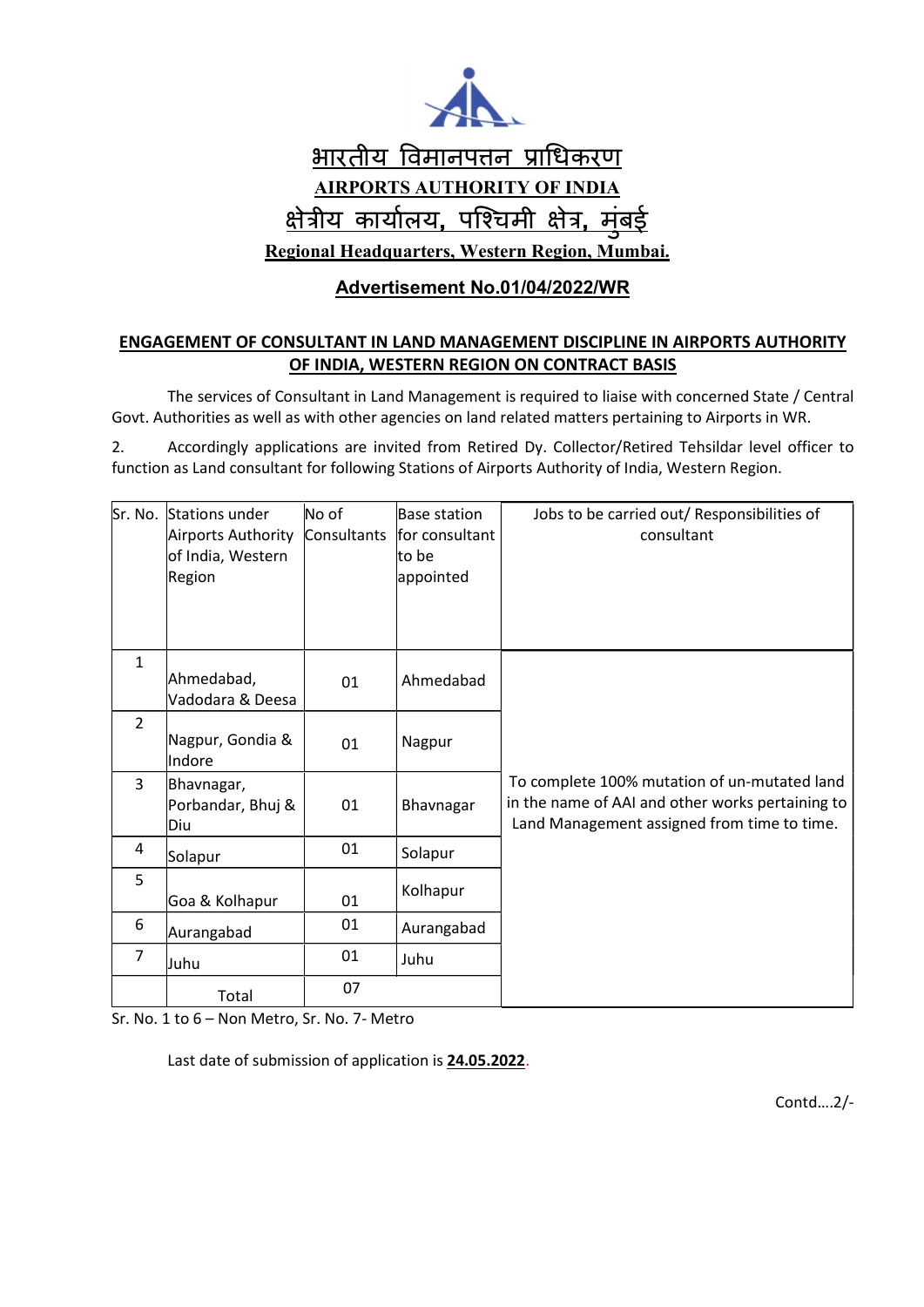# भारतीय विमानपत्तन प्राधिकरण

## AIRPORTS AUTHORITY OF INDIA

## क्षेत्रीय कार्यालय, पश्चिमी क्षेत्र, मुंबई

## Regional Headquarters, Western Region, Mumbai.

### Advertisement No.01/04/2022/WR

### ENGAGEMENT OF CONSULTANT IN LAND MANAGEMENT DISCIPLINE IN AIRPORTS AUTHORITY OF INDIA, WESTERN REGION ON CONTRACT BASIS

The services of Consultant in Land Management is required to liaise with concerned State / Central Govt. Authorities as well as with other agencies on land related matters pertaining to Airports in WR.

2. Accordingly applications are invited from Retired Dy. Collector/Retired Tehsildar level officer to function as Land consultant for following Stations of Airports Authority of India, Western Region.

| Sr. No. | Stations under Airports Authority of India, Western Region | No of Consultants | Base station for consultant to be appointed | Jobs to be carried out/ Responsibilities of consultant |
|---|---|---|---|---|
| 1 | Ahmedabad, Vadodara & Deesa | 01 | Ahmedabad | To complete 100% mutation of un-mutated land in the name of AAI and other works pertaining to Land Management assigned from time to time. |
| 2 | Nagpur, Gondia & Indore | 01 | Nagpur | |
| 3 | Bhavnagar, Porbandar, Bhuj & Diu | 01 | Bhavnagar | |
| 4 | Solapur | 01 | Solapur | |
| 5 | Goa & Kolhapur | 01 | Kolhapur | |
| 6 | Aurangabad | 01 | Aurangabad | |
| 7 | Juhu | 01 | Juhu | |
| | Total | 07 | | |

Sr. No. 1 to 6 – Non Metro, Sr. No. 7- Metro

Last date of submission of application is **24.05.2022**.

Contd….2/-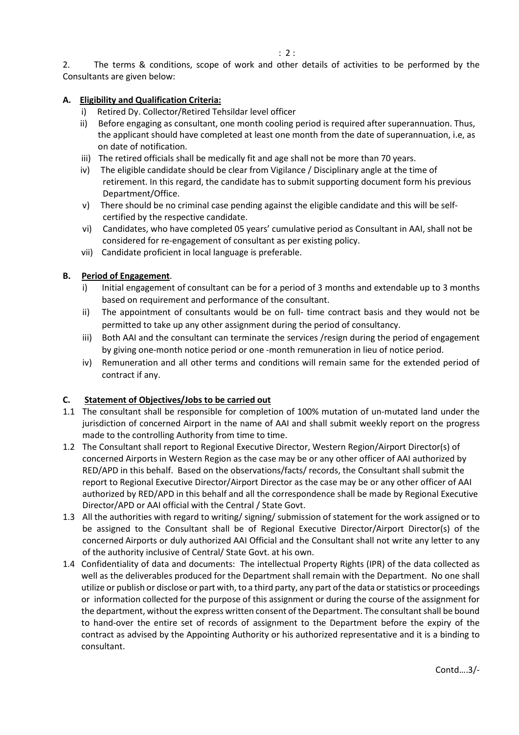2. The terms & conditions, scope of work and other details of activities to be performed by the Consultants are given below:

**A. Eligibility and Qualification Criteria:**

i) Retired Dy. Collector/Retired Tehsildar level officer

ii) Before engaging as consultant, one month cooling period is required after superannuation. Thus, the applicant should have completed at least one month from the date of superannuation, i.e, as on date of notification.

iii) The retired officials shall be medically fit and age shall not be more than 70 years.

iv) The eligible candidate should be clear from Vigilance / Disciplinary angle at the time of retirement. In this regard, the candidate has to submit supporting document form his previous Department/Office.

v) There should be no criminal case pending against the eligible candidate and this will be self-certified by the respective candidate.

vi) Candidates, who have completed 05 years' cumulative period as Consultant in AAI, shall not be considered for re-engagement of consultant as per existing policy.

vii) Candidate proficient in local language is preferable.

**B. Period of Engagement**.

i) Initial engagement of consultant can be for a period of 3 months and extendable up to 3 months based on requirement and performance of the consultant.

ii) The appointment of consultants would be on full- time contract basis and they would not be permitted to take up any other assignment during the period of consultancy.

iii) Both AAI and the consultant can terminate the services /resign during the period of engagement by giving one-month notice period or one -month remuneration in lieu of notice period.

iv) Remuneration and all other terms and conditions will remain same for the extended period of contract if any.

**C. Statement of Objectives/Jobs to be carried out**

1.1 The consultant shall be responsible for completion of 100% mutation of un-mutated land under the jurisdiction of concerned Airport in the name of AAI and shall submit weekly report on the progress made to the controlling Authority from time to time.

1.2 The Consultant shall report to Regional Executive Director, Western Region/Airport Director(s) of concerned Airports in Western Region as the case may be or any other officer of AAI authorized by RED/APD in this behalf. Based on the observations/facts/ records, the Consultant shall submit the report to Regional Executive Director/Airport Director as the case may be or any other officer of AAI authorized by RED/APD in this behalf and all the correspondence shall be made by Regional Executive Director/APD or AAI official with the Central / State Govt.

1.3 All the authorities with regard to writing/ signing/ submission of statement for the work assigned or to be assigned to the Consultant shall be of Regional Executive Director/Airport Director(s) of the concerned Airports or duly authorized AAI Official and the Consultant shall not write any letter to any of the authority inclusive of Central/ State Govt. at his own.

1.4 Confidentiality of data and documents: The intellectual Property Rights (IPR) of the data collected as well as the deliverables produced for the Department shall remain with the Department. No one shall utilize or publish or disclose or part with, to a third party, any part of the data or statistics or proceedings or information collected for the purpose of this assignment or during the course of the assignment for the department, without the express written consent of the Department. The consultant shall be bound to hand-over the entire set of records of assignment to the Department before the expiry of the contract as advised by the Appointing Authority or his authorized representative and it is a binding to consultant.

Contd….3/-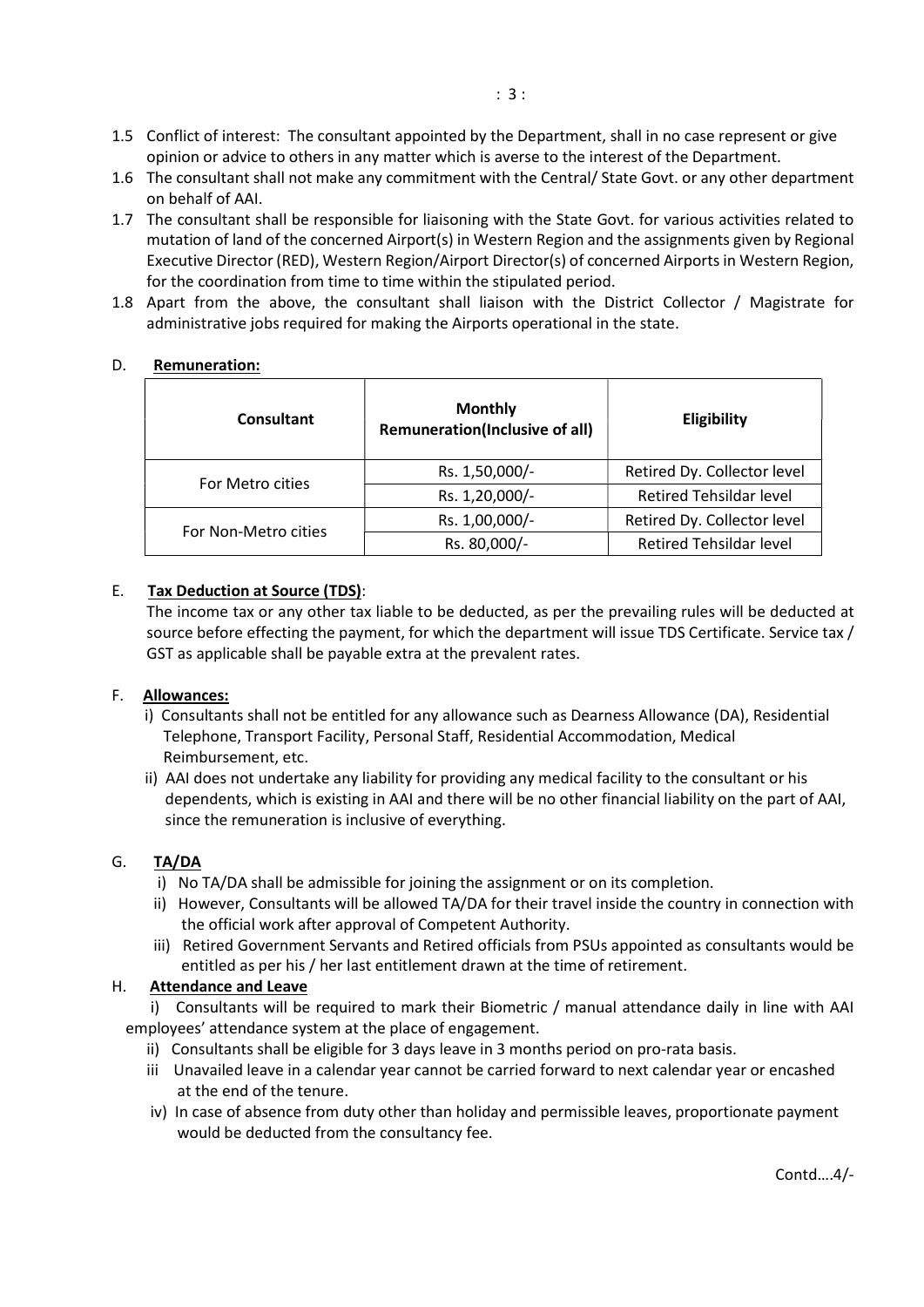1.5 Conflict of interest: The consultant appointed by the Department, shall in no case represent or give opinion or advice to others in any matter which is averse to the interest of the Department.

1.6 The consultant shall not make any commitment with the Central/ State Govt. or any other department on behalf of AAI.

1.7 The consultant shall be responsible for liaisoning with the State Govt. for various activities related to mutation of land of the concerned Airport(s) in Western Region and the assignments given by Regional Executive Director (RED), Western Region/Airport Director(s) of concerned Airports in Western Region, for the coordination from time to time within the stipulated period.

1.8 Apart from the above, the consultant shall liaison with the District Collector / Magistrate for administrative jobs required for making the Airports operational in the state.

D. **Remuneration:**

| Consultant | Monthly Remuneration(Inclusive of all) | Eligibility |
|---|---|---|
| For Metro cities | Rs. 1,50,000/- | Retired Dy. Collector level |
| | Rs. 1,20,000/- | Retired Tehsildar level |
| For Non-Metro cities | Rs. 1,00,000/- | Retired Dy. Collector level |
| | Rs. 80,000/- | Retired Tehsildar level |

E. **Tax Deduction at Source (TDS)**:

The income tax or any other tax liable to be deducted, as per the prevailing rules will be deducted at source before effecting the payment, for which the department will issue TDS Certificate. Service tax / GST as applicable shall be payable extra at the prevalent rates.

F. **Allowances:**

i) Consultants shall not be entitled for any allowance such as Dearness Allowance (DA), Residential Telephone, Transport Facility, Personal Staff, Residential Accommodation, Medical Reimbursement, etc.

ii) AAI does not undertake any liability for providing any medical facility to the consultant or his dependents, which is existing in AAI and there will be no other financial liability on the part of AAI, since the remuneration is inclusive of everything.

G. **TA/DA**

i) No TA/DA shall be admissible for joining the assignment or on its completion.

ii) However, Consultants will be allowed TA/DA for their travel inside the country in connection with the official work after approval of Competent Authority.

iii) Retired Government Servants and Retired officials from PSUs appointed as consultants would be entitled as per his / her last entitlement drawn at the time of retirement.

H. **Attendance and Leave**

i) Consultants will be required to mark their Biometric / manual attendance daily in line with AAI employees' attendance system at the place of engagement.

ii) Consultants shall be eligible for 3 days leave in 3 months period on pro-rata basis.

iii Unavailed leave in a calendar year cannot be carried forward to next calendar year or encashed at the end of the tenure.

iv) In case of absence from duty other than holiday and permissible leaves, proportionate payment would be deducted from the consultancy fee.

Contd….4/-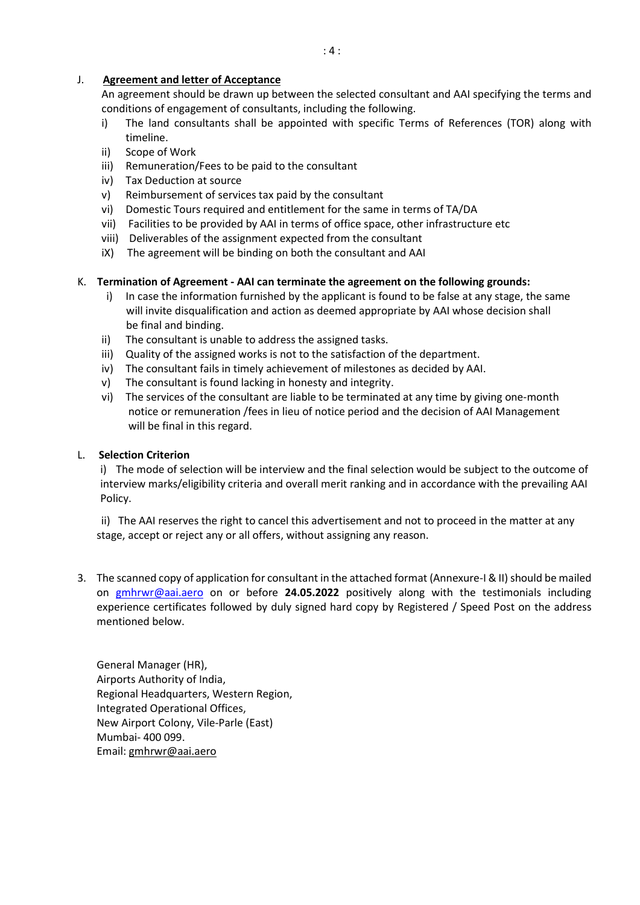J. **Agreement and letter of Acceptance**

An agreement should be drawn up between the selected consultant and AAI specifying the terms and conditions of engagement of consultants, including the following.

i) The land consultants shall be appointed with specific Terms of References (TOR) along with timeline.
ii) Scope of Work
iii) Remuneration/Fees to be paid to the consultant
iv) Tax Deduction at source
v) Reimbursement of services tax paid by the consultant
vi) Domestic Tours required and entitlement for the same in terms of TA/DA
vii) Facilities to be provided by AAI in terms of office space, other infrastructure etc
viii) Deliverables of the assignment expected from the consultant
iX) The agreement will be binding on both the consultant and AAI

K. **Termination of Agreement - AAI can terminate the agreement on the following grounds:**

i) In case the information furnished by the applicant is found to be false at any stage, the same will invite disqualification and action as deemed appropriate by AAI whose decision shall be final and binding.
ii) The consultant is unable to address the assigned tasks.
iii) Quality of the assigned works is not to the satisfaction of the department.
iv) The consultant fails in timely achievement of milestones as decided by AAI.
v) The consultant is found lacking in honesty and integrity.
vi) The services of the consultant are liable to be terminated at any time by giving one-month notice or remuneration /fees in lieu of notice period and the decision of AAI Management will be final in this regard.

L. **Selection Criterion**

i) The mode of selection will be interview and the final selection would be subject to the outcome of interview marks/eligibility criteria and overall merit ranking and in accordance with the prevailing AAI Policy.

ii) The AAI reserves the right to cancel this advertisement and not to proceed in the matter at any stage, accept or reject any or all offers, without assigning any reason.

3. The scanned copy of application for consultant in the attached format (Annexure-I & II) should be mailed on gmhrwr@aai.aero on or before **24.05.2022** positively along with the testimonials including experience certificates followed by duly signed hard copy by Registered / Speed Post on the address mentioned below.

General Manager (HR),
Airports Authority of India,
Regional Headquarters, Western Region,
Integrated Operational Offices,
New Airport Colony, Vile-Parle (East)
Mumbai- 400 099.
Email: gmhrwr@aai.aero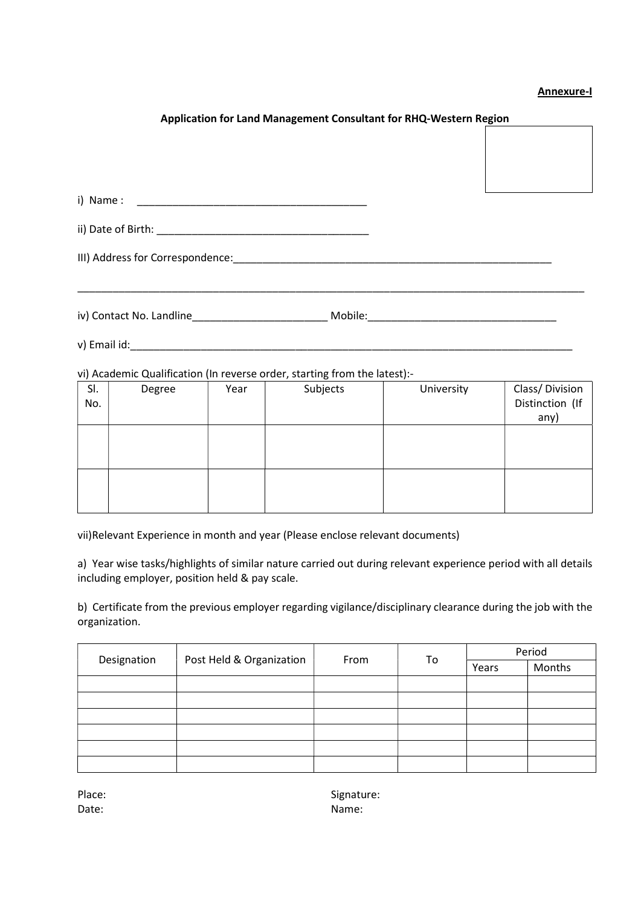**Annexure-I**

**Application for Land Management Consultant for RHQ-Western Region**

i) Name : ________________________________________

ii) Date of Birth: ____________________________________

III) Address for Correspondence:_________________________________________________________

___________________________________________________________________________________________

iv) Contact No. Landline_______________________ Mobile:________________________________

v) Email id:_________________________________________________________________________________

vi) Academic Qualification (In reverse order, starting from the latest):-

| Sl. No. | Degree | Year | Subjects | University | Class/ Division Distinction (If any) |
|---|---|---|---|---|---|
| | | | | | |
| | | | | | |

vii)Relevant Experience in month and year (Please enclose relevant documents)

a) Year wise tasks/highlights of similar nature carried out during relevant experience period with all details including employer, position held & pay scale.

b) Certificate from the previous employer regarding vigilance/disciplinary clearance during the job with the organization.

| Designation | Post Held & Organization | From | To | Period | |
|---|---|---|---|---|---|
| | | | | Years | Months |
| | | | | | |
| | | | | | |
| | | | | | |
| | | | | | |
| | | | | | |
| | | | | | |

Place:
Date:

Signature:
Name: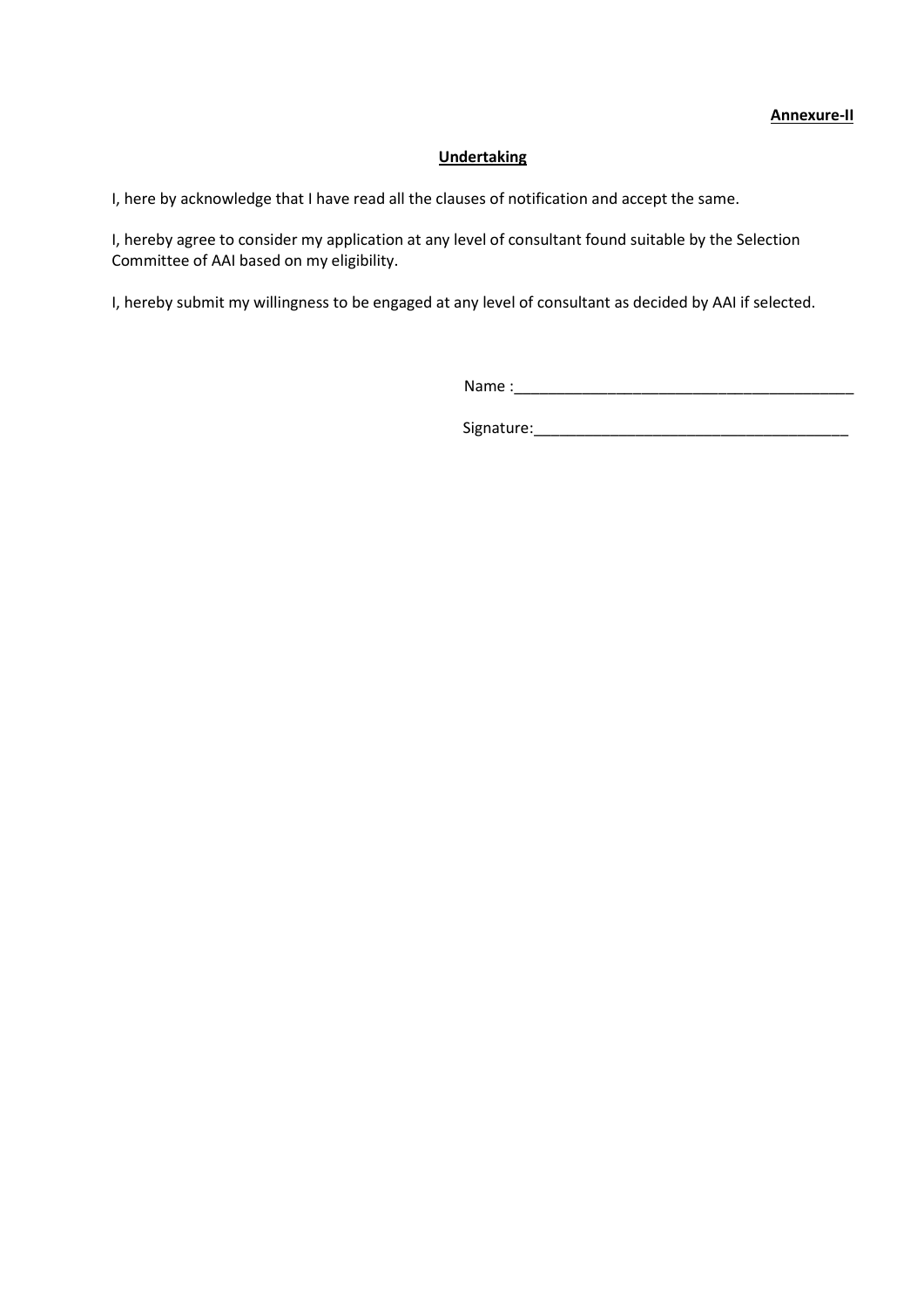**Annexure-II**

**Undertaking**

I, here by acknowledge that I have read all the clauses of notification and accept the same.

I, hereby agree to consider my application at any level of consultant found suitable by the Selection Committee of AAI based on my eligibility.

I, hereby submit my willingness to be engaged at any level of consultant as decided by AAI if selected.

Name :________________________________________

Signature:_____________________________________